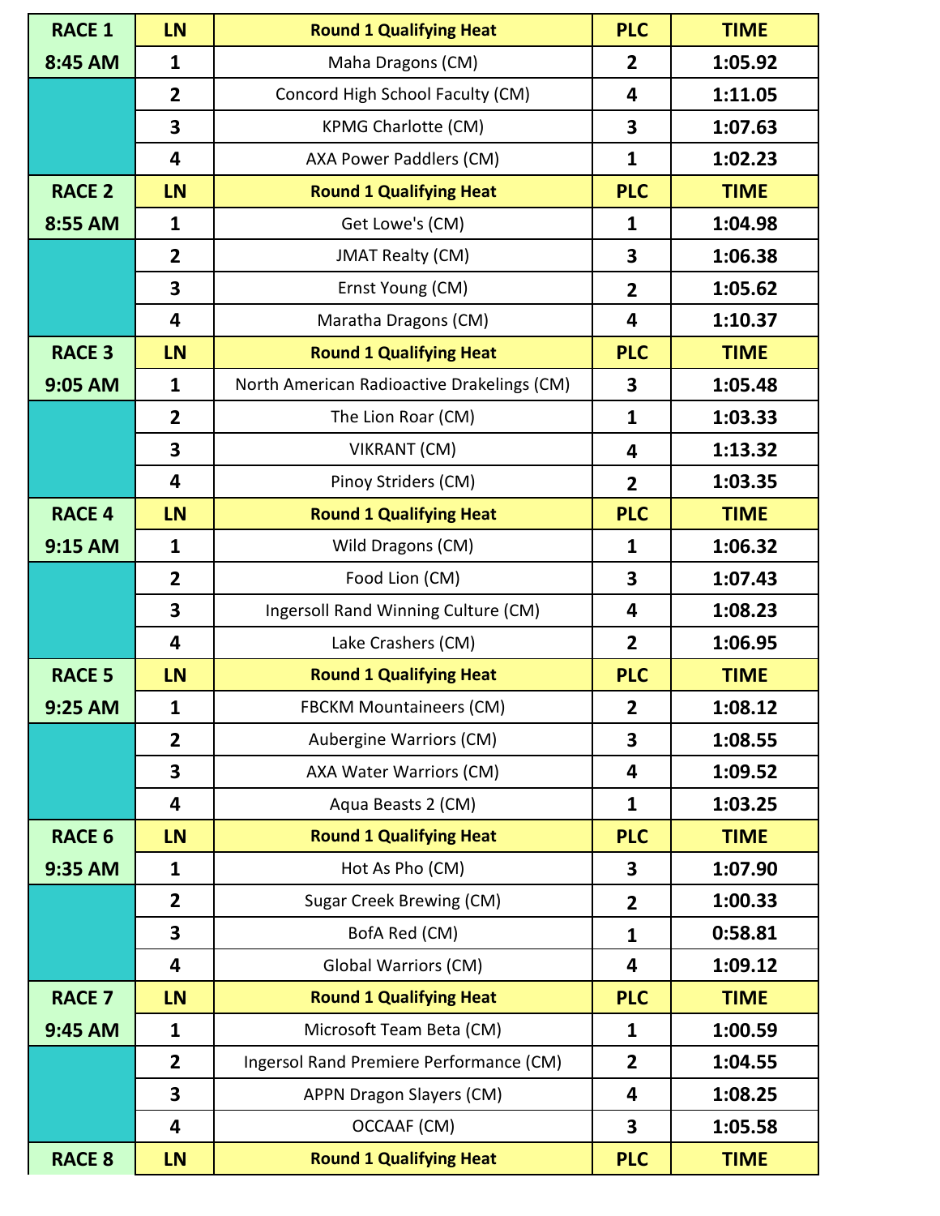| RACE 1 | LN | Round 1 Qualifying Heat | PLC | TIME |
|---|---|---|---|---|
| 8:45 AM | 1 | Maha Dragons (CM) | 2 | 1:05.92 |
| | 2 | Concord High School Faculty (CM) | 4 | 1:11.05 |
| | 3 | KPMG Charlotte (CM) | 3 | 1:07.63 |
| | 4 | AXA Power Paddlers (CM) | 1 | 1:02.23 |
| **RACE 2** | **LN** | **Round 1 Qualifying Heat** | **PLC** | **TIME** |
| 8:55 AM | 1 | Get Lowe's (CM) | 1 | 1:04.98 |
| | 2 | JMAT Realty (CM) | 3 | 1:06.38 |
| | 3 | Ernst Young (CM) | 2 | 1:05.62 |
| | 4 | Maratha Dragons (CM) | 4 | 1:10.37 |
| **RACE 3** | **LN** | **Round 1 Qualifying Heat** | **PLC** | **TIME** |
| 9:05 AM | 1 | North American Radioactive Drakelings (CM) | 3 | 1:05.48 |
| | 2 | The Lion Roar (CM) | 1 | 1:03.33 |
| | 3 | VIKRANT (CM) | 4 | 1:13.32 |
| | 4 | Pinoy Striders (CM) | 2 | 1:03.35 |
| **RACE 4** | **LN** | **Round 1 Qualifying Heat** | **PLC** | **TIME** |
| 9:15 AM | 1 | Wild Dragons (CM) | 1 | 1:06.32 |
| | 2 | Food Lion (CM) | 3 | 1:07.43 |
| | 3 | Ingersoll Rand Winning Culture (CM) | 4 | 1:08.23 |
| | 4 | Lake Crashers (CM) | 2 | 1:06.95 |
| **RACE 5** | **LN** | **Round 1 Qualifying Heat** | **PLC** | **TIME** |
| 9:25 AM | 1 | FBCKM Mountaineers (CM) | 2 | 1:08.12 |
| | 2 | Aubergine Warriors (CM) | 3 | 1:08.55 |
| | 3 | AXA Water Warriors (CM) | 4 | 1:09.52 |
| | 4 | Aqua Beasts 2 (CM) | 1 | 1:03.25 |
| **RACE 6** | **LN** | **Round 1 Qualifying Heat** | **PLC** | **TIME** |
| 9:35 AM | 1 | Hot As Pho (CM) | 3 | 1:07.90 |
| | 2 | Sugar Creek Brewing (CM) | 2 | 1:00.33 |
| | 3 | BofA Red (CM) | 1 | 0:58.81 |
| | 4 | Global Warriors (CM) | 4 | 1:09.12 |
| **RACE 7** | **LN** | **Round 1 Qualifying Heat** | **PLC** | **TIME** |
| 9:45 AM | 1 | Microsoft Team Beta (CM) | 1 | 1:00.59 |
| | 2 | Ingersol Rand Premiere Performance (CM) | 2 | 1:04.55 |
| | 3 | APPN Dragon Slayers (CM) | 4 | 1:08.25 |
| | 4 | OCCAAF (CM) | 3 | 1:05.58 |
| **RACE 8** | **LN** | **Round 1 Qualifying Heat** | **PLC** | **TIME** |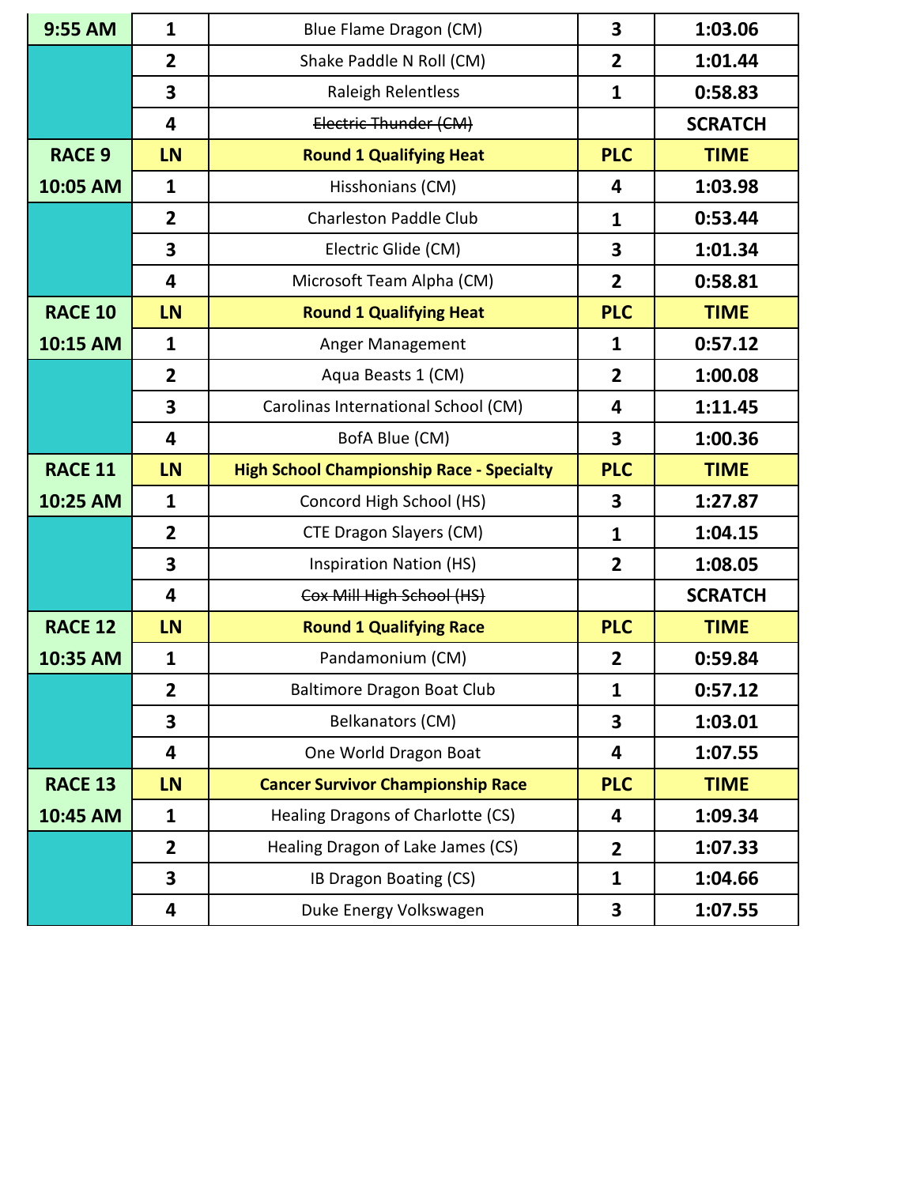| | | | | |
|---|---|---|---|---|
| 9:55 AM | 1 | Blue Flame Dragon (CM) | 3 | 1:03.06 |
| | 2 | Shake Paddle N Roll (CM) | 2 | 1:01.44 |
| | 3 | Raleigh Relentless | 1 | 0:58.83 |
| | 4 | ~~Electric Thunder (CM)~~ | | SCRATCH |
| **RACE 9** | **LN** | **Round 1 Qualifying Heat** | **PLC** | **TIME** |
| **10:05 AM** | 1 | Hisshonians (CM) | 4 | 1:03.98 |
| | 2 | Charleston Paddle Club | 1 | 0:53.44 |
| | 3 | Electric Glide (CM) | 3 | 1:01.34 |
| | 4 | Microsoft Team Alpha (CM) | 2 | 0:58.81 |
| **RACE 10** | **LN** | **Round 1 Qualifying Heat** | **PLC** | **TIME** |
| **10:15 AM** | 1 | Anger Management | 1 | 0:57.12 |
| | 2 | Aqua Beasts 1 (CM) | 2 | 1:00.08 |
| | 3 | Carolinas International School (CM) | 4 | 1:11.45 |
| | 4 | BofA Blue (CM) | 3 | 1:00.36 |
| **RACE 11** | **LN** | **High School Championship Race - Specialty** | **PLC** | **TIME** |
| **10:25 AM** | 1 | Concord High School (HS) | 3 | 1:27.87 |
| | 2 | CTE Dragon Slayers (CM) | 1 | 1:04.15 |
| | 3 | Inspiration Nation (HS) | 2 | 1:08.05 |
| | 4 | ~~Cox Mill High School (HS)~~ | | SCRATCH |
| **RACE 12** | **LN** | **Round 1 Qualifying Race** | **PLC** | **TIME** |
| **10:35 AM** | 1 | Pandamonium (CM) | 2 | 0:59.84 |
| | 2 | Baltimore Dragon Boat Club | 1 | 0:57.12 |
| | 3 | Belkanators (CM) | 3 | 1:03.01 |
| | 4 | One World Dragon Boat | 4 | 1:07.55 |
| **RACE 13** | **LN** | **Cancer Survivor Championship Race** | **PLC** | **TIME** |
| **10:45 AM** | 1 | Healing Dragons of Charlotte (CS) | 4 | 1:09.34 |
| | 2 | Healing Dragon of Lake James (CS) | 2 | 1:07.33 |
| | 3 | IB Dragon Boating (CS) | 1 | 1:04.66 |
| | 4 | Duke Energy Volkswagen | 3 | 1:07.55 |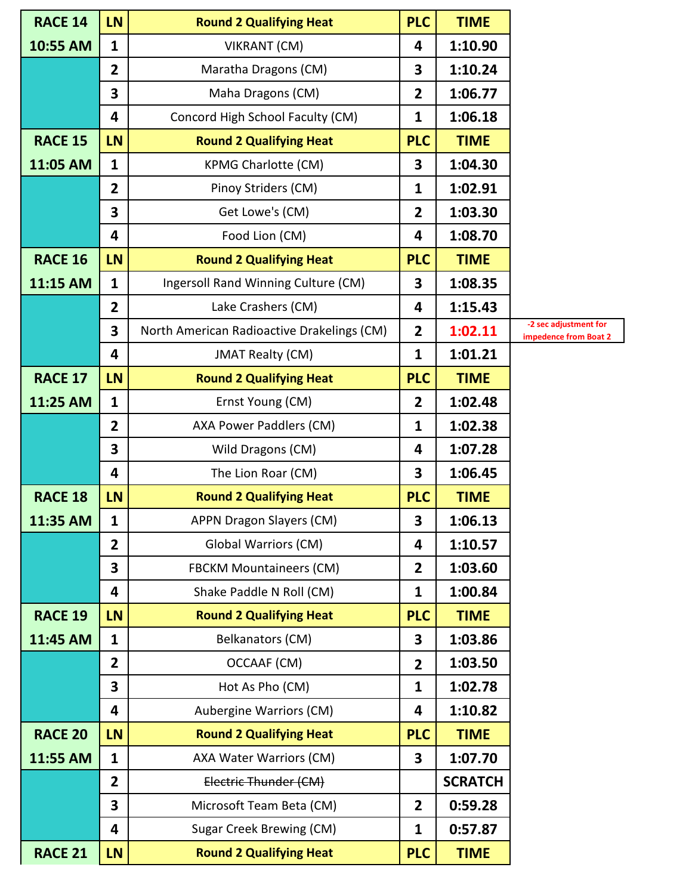| RACE 14 | LN | Round 2 Qualifying Heat | PLC | TIME | |
|---|---|---|---|---|---|
| 10:55 AM | 1 | VIKRANT (CM) | 4 | 1:10.90 | |
| | 2 | Maratha Dragons (CM) | 3 | 1:10.24 | |
| | 3 | Maha Dragons (CM) | 2 | 1:06.77 | |
| | 4 | Concord High School Faculty (CM) | 1 | 1:06.18 | |
| **RACE 15** | **LN** | **Round 2 Qualifying Heat** | **PLC** | **TIME** | |
| 11:05 AM | 1 | KPMG Charlotte (CM) | 3 | 1:04.30 | |
| | 2 | Pinoy Striders (CM) | 1 | 1:02.91 | |
| | 3 | Get Lowe's (CM) | 2 | 1:03.30 | |
| | 4 | Food Lion (CM) | 4 | 1:08.70 | |
| **RACE 16** | **LN** | **Round 2 Qualifying Heat** | **PLC** | **TIME** | |
| 11:15 AM | 1 | Ingersoll Rand Winning Culture (CM) | 3 | 1:08.35 | |
| | 2 | Lake Crashers (CM) | 4 | 1:15.43 | |
| | 3 | North American Radioactive Drakelings (CM) | 2 | 1:02.11 | -2 sec adjustment for impedence from Boat 2 |
| | 4 | JMAT Realty (CM) | 1 | 1:01.21 | |
| **RACE 17** | **LN** | **Round 2 Qualifying Heat** | **PLC** | **TIME** | |
| 11:25 AM | 1 | Ernst Young (CM) | 2 | 1:02.48 | |
| | 2 | AXA Power Paddlers (CM) | 1 | 1:02.38 | |
| | 3 | Wild Dragons (CM) | 4 | 1:07.28 | |
| | 4 | The Lion Roar (CM) | 3 | 1:06.45 | |
| **RACE 18** | **LN** | **Round 2 Qualifying Heat** | **PLC** | **TIME** | |
| 11:35 AM | 1 | APPN Dragon Slayers (CM) | 3 | 1:06.13 | |
| | 2 | Global Warriors (CM) | 4 | 1:10.57 | |
| | 3 | FBCKM Mountaineers (CM) | 2 | 1:03.60 | |
| | 4 | Shake Paddle N Roll (CM) | 1 | 1:00.84 | |
| **RACE 19** | **LN** | **Round 2 Qualifying Heat** | **PLC** | **TIME** | |
| 11:45 AM | 1 | Belkanators (CM) | 3 | 1:03.86 | |
| | 2 | OCCAAF (CM) | 2 | 1:03.50 | |
| | 3 | Hot As Pho (CM) | 1 | 1:02.78 | |
| | 4 | Aubergine Warriors (CM) | 4 | 1:10.82 | |
| **RACE 20** | **LN** | **Round 2 Qualifying Heat** | **PLC** | **TIME** | |
| 11:55 AM | 1 | AXA Water Warriors (CM) | 3 | 1:07.70 | |
| | 2 | ~~Electric Thunder (CM)~~ | | SCRATCH | |
| | 3 | Microsoft Team Beta (CM) | 2 | 0:59.28 | |
| | 4 | Sugar Creek Brewing (CM) | 1 | 0:57.87 | |
| **RACE 21** | **LN** | **Round 2 Qualifying Heat** | **PLC** | **TIME** | |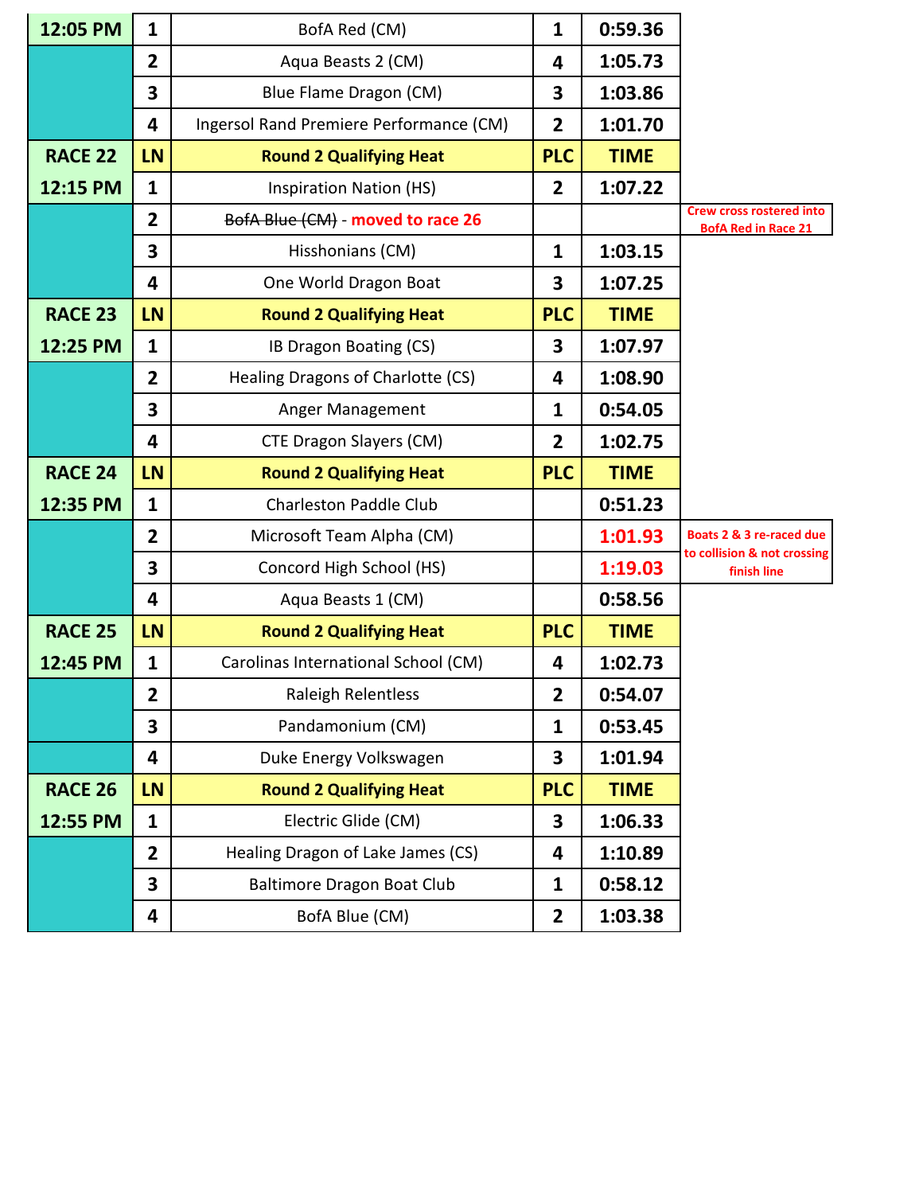| | LN | | PLC | TIME | |
|---|---|---|---|---|---|
| 12:05 PM | 1 | BofA Red (CM) | 1 | 0:59.36 | |
| | 2 | Aqua Beasts 2 (CM) | 4 | 1:05.73 | |
| | 3 | Blue Flame Dragon (CM) | 3 | 1:03.86 | |
| | 4 | Ingersol Rand Premiere Performance (CM) | 2 | 1:01.70 | |
| RACE 22 | LN | Round 2 Qualifying Heat | PLC | TIME | |
| 12:15 PM | 1 | Inspiration Nation (HS) | 2 | 1:07.22 | |
| | 2 | ~~BofA Blue (CM)~~ - moved to race 26 | | | Crew cross rostered into BofA Red in Race 21 |
| | 3 | Hisshonians (CM) | 1 | 1:03.15 | |
| | 4 | One World Dragon Boat | 3 | 1:07.25 | |
| RACE 23 | LN | Round 2 Qualifying Heat | PLC | TIME | |
| 12:25 PM | 1 | IB Dragon Boating (CS) | 3 | 1:07.97 | |
| | 2 | Healing Dragons of Charlotte (CS) | 4 | 1:08.90 | |
| | 3 | Anger Management | 1 | 0:54.05 | |
| | 4 | CTE Dragon Slayers (CM) | 2 | 1:02.75 | |
| RACE 24 | LN | Round 2 Qualifying Heat | PLC | TIME | |
| 12:35 PM | 1 | Charleston Paddle Club | | 0:51.23 | |
| | 2 | Microsoft Team Alpha (CM) | | 1:01.93 | Boats 2 & 3 re-raced due to collision & not crossing finish line |
| | 3 | Concord High School (HS) | | 1:19.03 | |
| | 4 | Aqua Beasts 1 (CM) | | 0:58.56 | |
| RACE 25 | LN | Round 2 Qualifying Heat | PLC | TIME | |
| 12:45 PM | 1 | Carolinas International School (CM) | 4 | 1:02.73 | |
| | 2 | Raleigh Relentless | 2 | 0:54.07 | |
| | 3 | Pandamonium (CM) | 1 | 0:53.45 | |
| | 4 | Duke Energy Volkswagen | 3 | 1:01.94 | |
| RACE 26 | LN | Round 2 Qualifying Heat | PLC | TIME | |
| 12:55 PM | 1 | Electric Glide (CM) | 3 | 1:06.33 | |
| | 2 | Healing Dragon of Lake James (CS) | 4 | 1:10.89 | |
| | 3 | Baltimore Dragon Boat Club | 1 | 0:58.12 | |
| | 4 | BofA Blue (CM) | 2 | 1:03.38 | |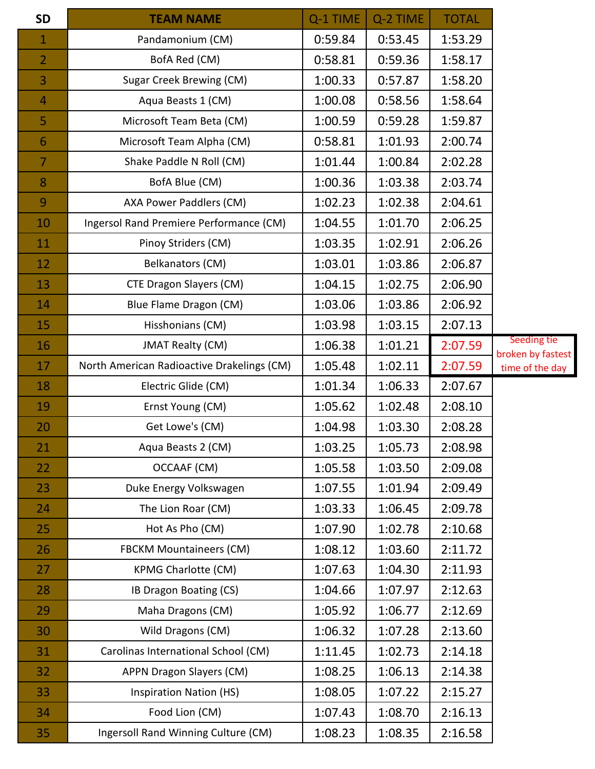| SD | TEAM NAME | Q-1 TIME | Q-2 TIME | TOTAL |
|---|---|---|---|---|
| 1 | Pandamonium (CM) | 0:59.84 | 0:53.45 | 1:53.29 |
| 2 | BofA Red (CM) | 0:58.81 | 0:59.36 | 1:58.17 |
| 3 | Sugar Creek Brewing (CM) | 1:00.33 | 0:57.87 | 1:58.20 |
| 4 | Aqua Beasts 1 (CM) | 1:00.08 | 0:58.56 | 1:58.64 |
| 5 | Microsoft Team Beta (CM) | 1:00.59 | 0:59.28 | 1:59.87 |
| 6 | Microsoft Team Alpha (CM) | 0:58.81 | 1:01.93 | 2:00.74 |
| 7 | Shake Paddle N Roll (CM) | 1:01.44 | 1:00.84 | 2:02.28 |
| 8 | BofA Blue (CM) | 1:00.36 | 1:03.38 | 2:03.74 |
| 9 | AXA Power Paddlers (CM) | 1:02.23 | 1:02.38 | 2:04.61 |
| 10 | Ingersol Rand Premiere Performance (CM) | 1:04.55 | 1:01.70 | 2:06.25 |
| 11 | Pinoy Striders (CM) | 1:03.35 | 1:02.91 | 2:06.26 |
| 12 | Belkanators (CM) | 1:03.01 | 1:03.86 | 2:06.87 |
| 13 | CTE Dragon Slayers (CM) | 1:04.15 | 1:02.75 | 2:06.90 |
| 14 | Blue Flame Dragon (CM) | 1:03.06 | 1:03.86 | 2:06.92 |
| 15 | Hisshonians (CM) | 1:03.98 | 1:03.15 | 2:07.13 |
| 16 | JMAT Realty (CM) | 1:06.38 | 1:01.21 | 2:07.59 |
| 17 | North American Radioactive Drakelings (CM) | 1:05.48 | 1:02.11 | 2:07.59 |
| 18 | Electric Glide (CM) | 1:01.34 | 1:06.33 | 2:07.67 |
| 19 | Ernst Young (CM) | 1:05.62 | 1:02.48 | 2:08.10 |
| 20 | Get Lowe's (CM) | 1:04.98 | 1:03.30 | 2:08.28 |
| 21 | Aqua Beasts 2 (CM) | 1:03.25 | 1:05.73 | 2:08.98 |
| 22 | OCCAAF (CM) | 1:05.58 | 1:03.50 | 2:09.08 |
| 23 | Duke Energy Volkswagen | 1:07.55 | 1:01.94 | 2:09.49 |
| 24 | The Lion Roar (CM) | 1:03.33 | 1:06.45 | 2:09.78 |
| 25 | Hot As Pho (CM) | 1:07.90 | 1:02.78 | 2:10.68 |
| 26 | FBCKM Mountaineers (CM) | 1:08.12 | 1:03.60 | 2:11.72 |
| 27 | KPMG Charlotte (CM) | 1:07.63 | 1:04.30 | 2:11.93 |
| 28 | IB Dragon Boating (CS) | 1:04.66 | 1:07.97 | 2:12.63 |
| 29 | Maha Dragons (CM) | 1:05.92 | 1:06.77 | 2:12.69 |
| 30 | Wild Dragons (CM) | 1:06.32 | 1:07.28 | 2:13.60 |
| 31 | Carolinas International School (CM) | 1:11.45 | 1:02.73 | 2:14.18 |
| 32 | APPN Dragon Slayers (CM) | 1:08.25 | 1:06.13 | 2:14.38 |
| 33 | Inspiration Nation (HS) | 1:08.05 | 1:07.22 | 2:15.27 |
| 34 | Food Lion (CM) | 1:07.43 | 1:08.70 | 2:16.13 |
| 35 | Ingersoll Rand Winning Culture (CM) | 1:08.23 | 1:08.35 | 2:16.58 |

Seeding tie broken by fastest time of the day (seeds 16 and 17)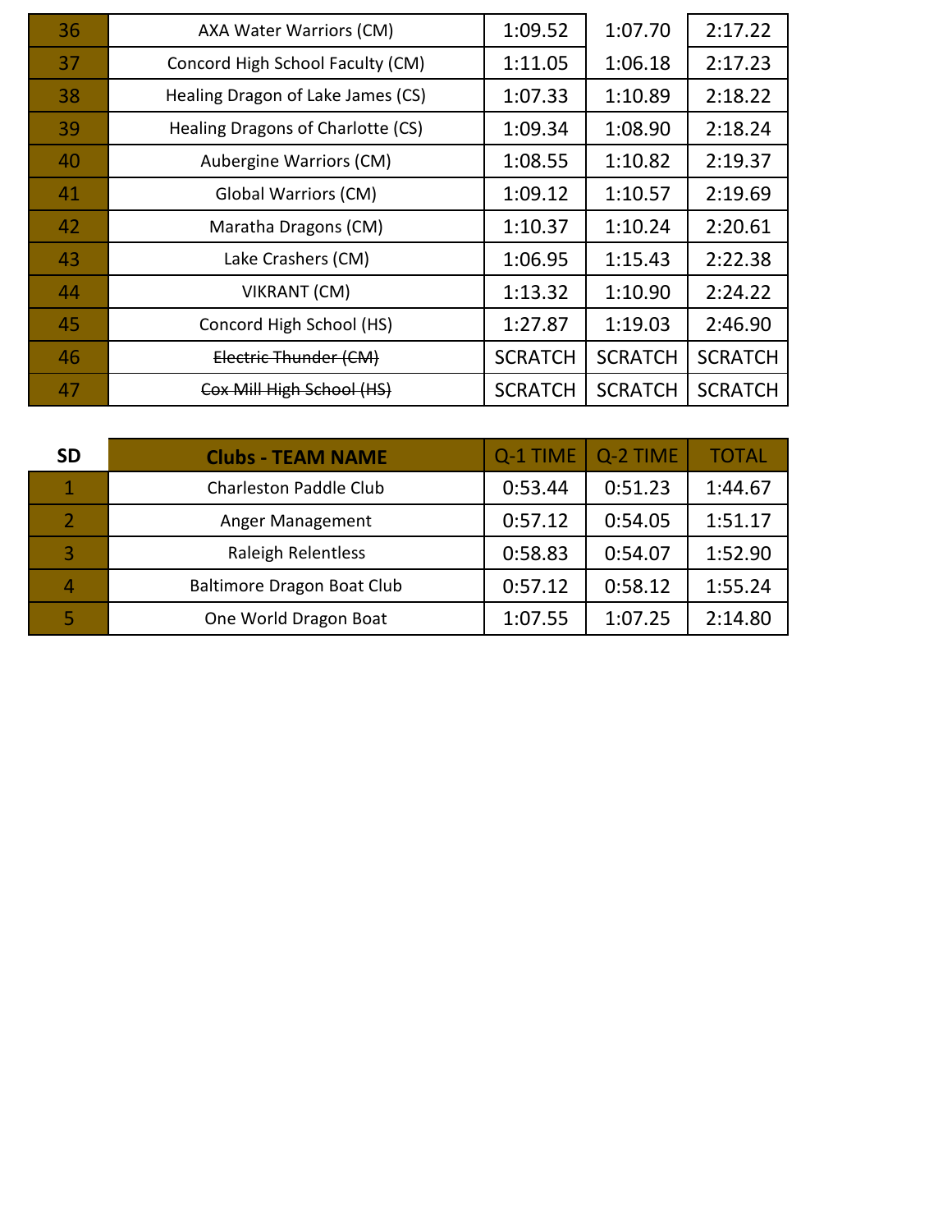| | | | | |
|---|---|---|---|---|
| 36 | AXA Water Warriors (CM) | 1:09.52 | 1:07.70 | 2:17.22 |
| 37 | Concord High School Faculty (CM) | 1:11.05 | 1:06.18 | 2:17.23 |
| 38 | Healing Dragon of Lake James (CS) | 1:07.33 | 1:10.89 | 2:18.22 |
| 39 | Healing Dragons of Charlotte (CS) | 1:09.34 | 1:08.90 | 2:18.24 |
| 40 | Aubergine Warriors (CM) | 1:08.55 | 1:10.82 | 2:19.37 |
| 41 | Global Warriors (CM) | 1:09.12 | 1:10.57 | 2:19.69 |
| 42 | Maratha Dragons (CM) | 1:10.37 | 1:10.24 | 2:20.61 |
| 43 | Lake Crashers (CM) | 1:06.95 | 1:15.43 | 2:22.38 |
| 44 | VIKRANT (CM) | 1:13.32 | 1:10.90 | 2:24.22 |
| 45 | Concord High School (HS) | 1:27.87 | 1:19.03 | 2:46.90 |
| 46 | ~~Electric Thunder (CM)~~ | SCRATCH | SCRATCH | SCRATCH |
| 47 | ~~Cox Mill High School (HS)~~ | SCRATCH | SCRATCH | SCRATCH |

| SD | Clubs - TEAM NAME | Q-1 TIME | Q-2 TIME | TOTAL |
|---|---|---|---|---|
| 1 | Charleston Paddle Club | 0:53.44 | 0:51.23 | 1:44.67 |
| 2 | Anger Management | 0:57.12 | 0:54.05 | 1:51.17 |
| 3 | Raleigh Relentless | 0:58.83 | 0:54.07 | 1:52.90 |
| 4 | Baltimore Dragon Boat Club | 0:57.12 | 0:58.12 | 1:55.24 |
| 5 | One World Dragon Boat | 1:07.55 | 1:07.25 | 2:14.80 |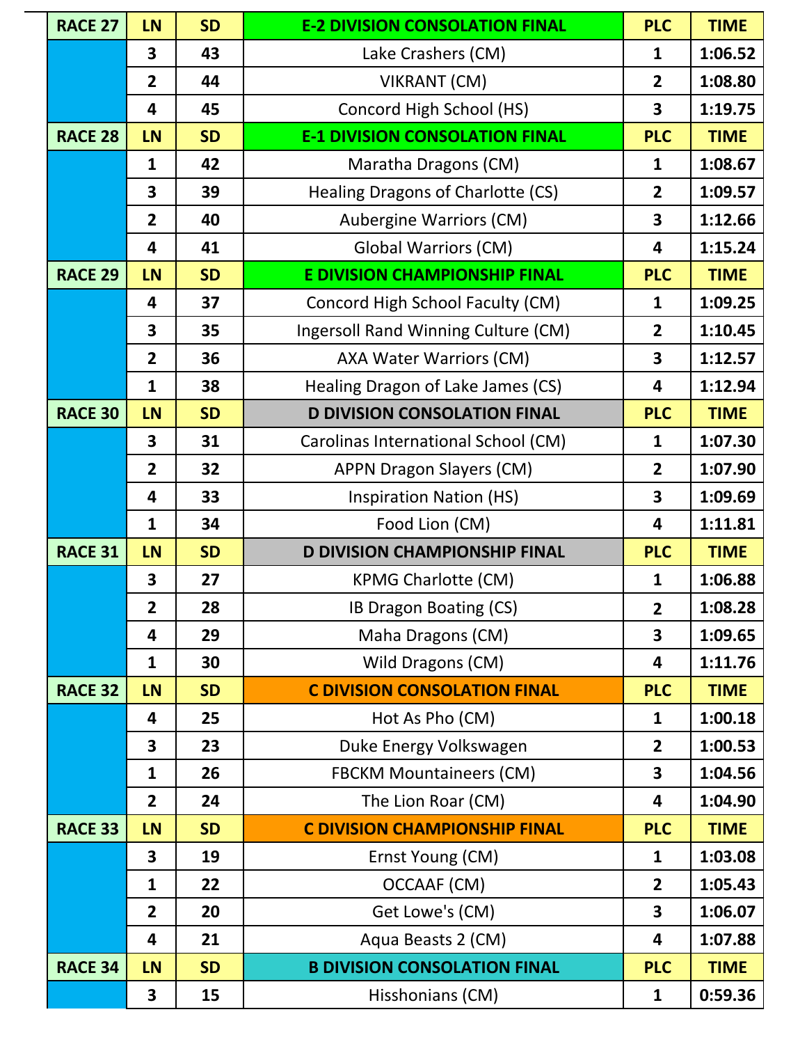| RACE 27 | LN | SD | E-2 DIVISION CONSOLATION FINAL | PLC | TIME |
|---|---|---|---|---|---|
| | 3 | 43 | Lake Crashers (CM) | 1 | 1:06.52 |
| | 2 | 44 | VIKRANT (CM) | 2 | 1:08.80 |
| | 4 | 45 | Concord High School (HS) | 3 | 1:19.75 |
| **RACE 28** | **LN** | **SD** | **E-1 DIVISION CONSOLATION FINAL** | **PLC** | **TIME** |
| | 1 | 42 | Maratha Dragons (CM) | 1 | 1:08.67 |
| | 3 | 39 | Healing Dragons of Charlotte (CS) | 2 | 1:09.57 |
| | 2 | 40 | Aubergine Warriors (CM) | 3 | 1:12.66 |
| | 4 | 41 | Global Warriors (CM) | 4 | 1:15.24 |
| **RACE 29** | **LN** | **SD** | **E DIVISION CHAMPIONSHIP FINAL** | **PLC** | **TIME** |
| | 4 | 37 | Concord High School Faculty (CM) | 1 | 1:09.25 |
| | 3 | 35 | Ingersoll Rand Winning Culture (CM) | 2 | 1:10.45 |
| | 2 | 36 | AXA Water Warriors (CM) | 3 | 1:12.57 |
| | 1 | 38 | Healing Dragon of Lake James (CS) | 4 | 1:12.94 |
| **RACE 30** | **LN** | **SD** | **D DIVISION CONSOLATION FINAL** | **PLC** | **TIME** |
| | 3 | 31 | Carolinas International School (CM) | 1 | 1:07.30 |
| | 2 | 32 | APPN Dragon Slayers (CM) | 2 | 1:07.90 |
| | 4 | 33 | Inspiration Nation (HS) | 3 | 1:09.69 |
| | 1 | 34 | Food Lion (CM) | 4 | 1:11.81 |
| **RACE 31** | **LN** | **SD** | **D DIVISION CHAMPIONSHIP FINAL** | **PLC** | **TIME** |
| | 3 | 27 | KPMG Charlotte (CM) | 1 | 1:06.88 |
| | 2 | 28 | IB Dragon Boating (CS) | 2 | 1:08.28 |
| | 4 | 29 | Maha Dragons (CM) | 3 | 1:09.65 |
| | 1 | 30 | Wild Dragons (CM) | 4 | 1:11.76 |
| **RACE 32** | **LN** | **SD** | **C DIVISION CONSOLATION FINAL** | **PLC** | **TIME** |
| | 4 | 25 | Hot As Pho (CM) | 1 | 1:00.18 |
| | 3 | 23 | Duke Energy Volkswagen | 2 | 1:00.53 |
| | 1 | 26 | FBCKM Mountaineers (CM) | 3 | 1:04.56 |
| | 2 | 24 | The Lion Roar (CM) | 4 | 1:04.90 |
| **RACE 33** | **LN** | **SD** | **C DIVISION CHAMPIONSHIP FINAL** | **PLC** | **TIME** |
| | 3 | 19 | Ernst Young (CM) | 1 | 1:03.08 |
| | 1 | 22 | OCCAAF (CM) | 2 | 1:05.43 |
| | 2 | 20 | Get Lowe's (CM) | 3 | 1:06.07 |
| | 4 | 21 | Aqua Beasts 2 (CM) | 4 | 1:07.88 |
| **RACE 34** | **LN** | **SD** | **B DIVISION CONSOLATION FINAL** | **PLC** | **TIME** |
| | 3 | 15 | Hisshonians (CM) | 1 | 0:59.36 |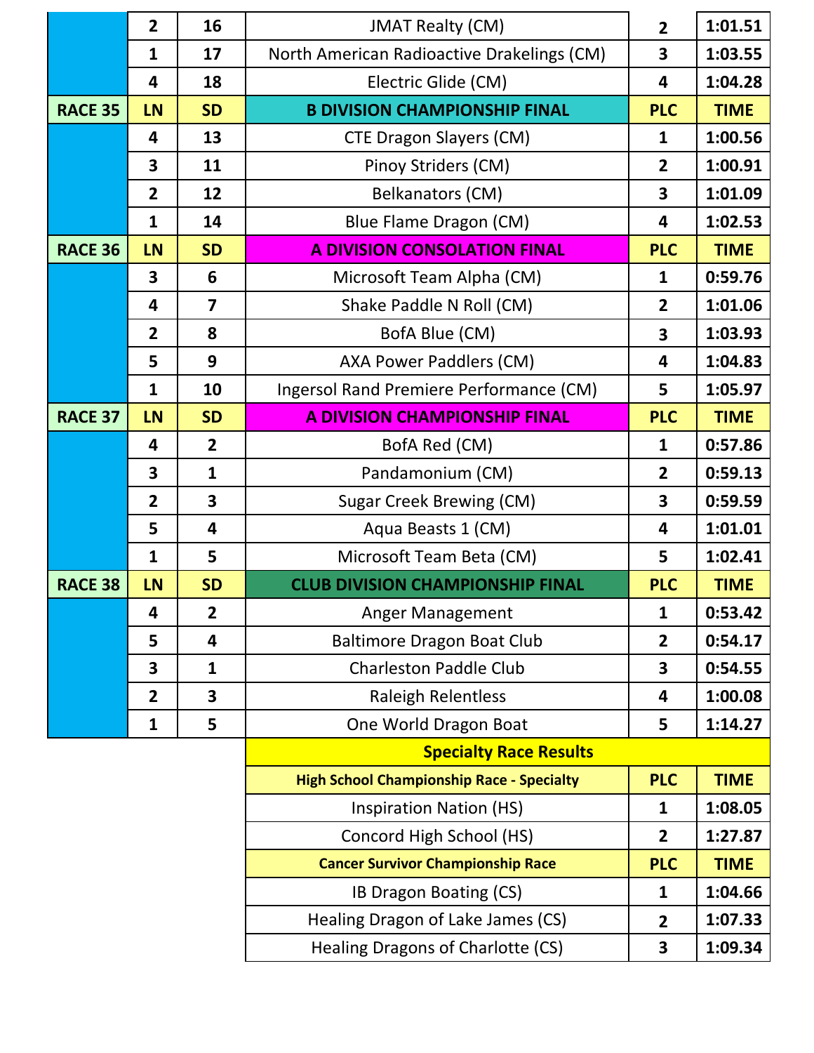| | LN | SD | | PLC | TIME |
|---|---|---|---|---|---|
| | 2 | 16 | JMAT Realty (CM) | 2 | 1:01.51 |
| | 1 | 17 | North American Radioactive Drakelings (CM) | 3 | 1:03.55 |
| | 4 | 18 | Electric Glide (CM) | 4 | 1:04.28 |
| **RACE 35** | **LN** | **SD** | **B DIVISION CHAMPIONSHIP FINAL** | **PLC** | **TIME** |
| | 4 | 13 | CTE Dragon Slayers (CM) | 1 | 1:00.56 |
| | 3 | 11 | Pinoy Striders (CM) | 2 | 1:00.91 |
| | 2 | 12 | Belkanators (CM) | 3 | 1:01.09 |
| | 1 | 14 | Blue Flame Dragon (CM) | 4 | 1:02.53 |
| **RACE 36** | **LN** | **SD** | **A DIVISION CONSOLATION FINAL** | **PLC** | **TIME** |
| | 3 | 6 | Microsoft Team Alpha (CM) | 1 | 0:59.76 |
| | 4 | 7 | Shake Paddle N Roll (CM) | 2 | 1:01.06 |
| | 2 | 8 | BofA Blue (CM) | 3 | 1:03.93 |
| | 5 | 9 | AXA Power Paddlers (CM) | 4 | 1:04.83 |
| | 1 | 10 | Ingersol Rand Premiere Performance (CM) | 5 | 1:05.97 |
| **RACE 37** | **LN** | **SD** | **A DIVISION CHAMPIONSHIP FINAL** | **PLC** | **TIME** |
| | 4 | 2 | BofA Red (CM) | 1 | 0:57.86 |
| | 3 | 1 | Pandamonium (CM) | 2 | 0:59.13 |
| | 2 | 3 | Sugar Creek Brewing (CM) | 3 | 0:59.59 |
| | 5 | 4 | Aqua Beasts 1 (CM) | 4 | 1:01.01 |
| | 1 | 5 | Microsoft Team Beta (CM) | 5 | 1:02.41 |
| **RACE 38** | **LN** | **SD** | **CLUB DIVISION CHAMPIONSHIP FINAL** | **PLC** | **TIME** |
| | 4 | 2 | Anger Management | 1 | 0:53.42 |
| | 5 | 4 | Baltimore Dragon Boat Club | 2 | 0:54.17 |
| | 3 | 1 | Charleston Paddle Club | 3 | 0:54.55 |
| | 2 | 3 | Raleigh Relentless | 4 | 1:00.08 |
| | 1 | 5 | One World Dragon Boat | 5 | 1:14.27 |

**Specialty Race Results**

| High School Championship Race - Specialty | PLC | TIME |
|---|---|---|
| Inspiration Nation (HS) | 1 | 1:08.05 |
| Concord High School (HS) | 2 | 1:27.87 |
| **Cancer Survivor Championship Race** | **PLC** | **TIME** |
| IB Dragon Boating (CS) | 1 | 1:04.66 |
| Healing Dragon of Lake James (CS) | 2 | 1:07.33 |
| Healing Dragons of Charlotte (CS) | 3 | 1:09.34 |